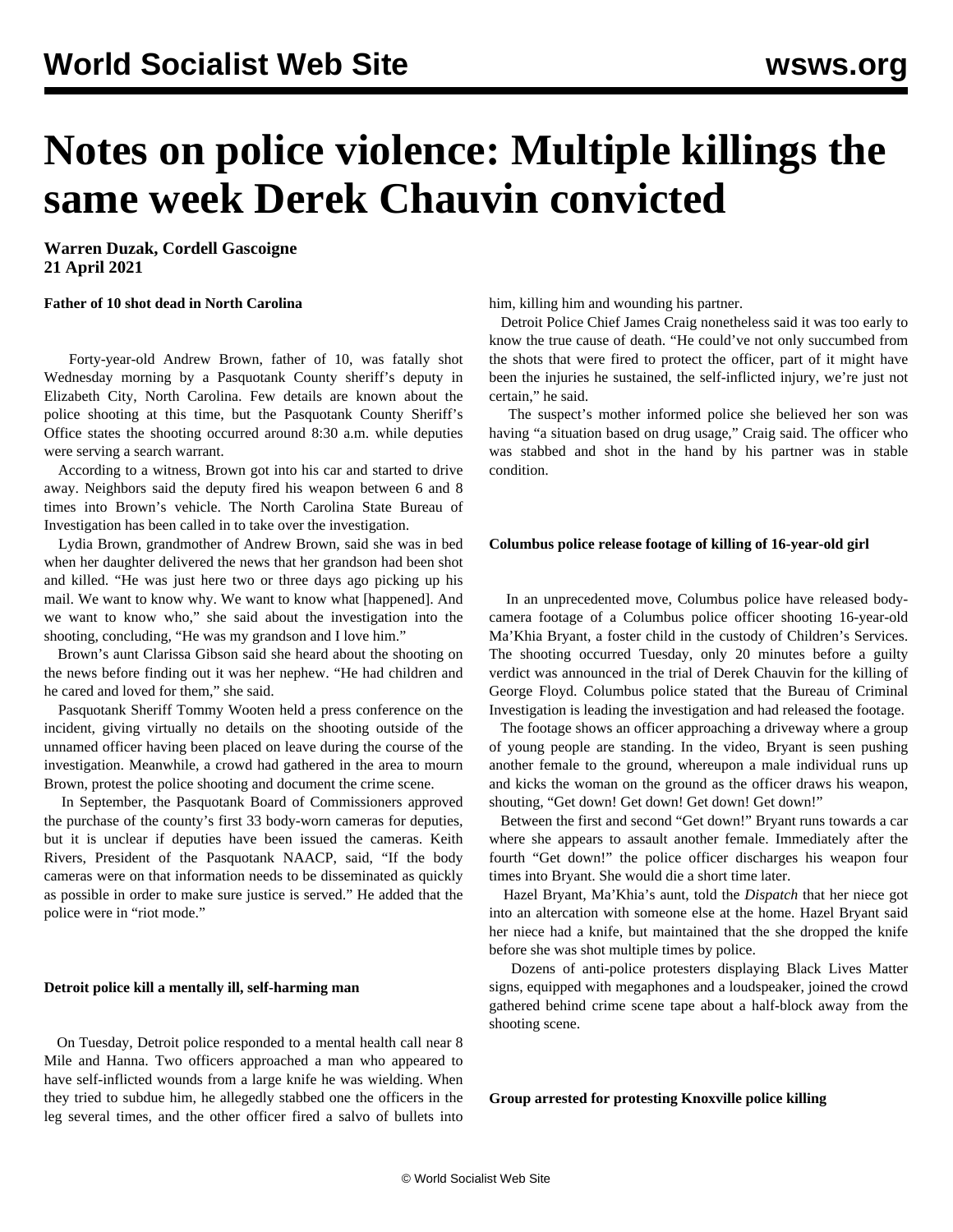# Notes on police violence: Multiple killings the same week Derek Chauvin convicted

**Warren Duzak, Cordell Gascoigne**
**21 April 2021**

**Father of 10 shot dead in North Carolina**

Forty-year-old Andrew Brown, father of 10, was fatally shot Wednesday morning by a Pasquotank County sheriff's deputy in Elizabeth City, North Carolina. Few details are known about the police shooting at this time, but the Pasquotank County Sheriff's Office states the shooting occurred around 8:30 a.m. while deputies were serving a search warrant.

According to a witness, Brown got into his car and started to drive away. Neighbors said the deputy fired his weapon between 6 and 8 times into Brown's vehicle. The North Carolina State Bureau of Investigation has been called in to take over the investigation.

Lydia Brown, grandmother of Andrew Brown, said she was in bed when her daughter delivered the news that her grandson had been shot and killed. "He was just here two or three days ago picking up his mail. We want to know why. We want to know what [happened]. And we want to know who," she said about the investigation into the shooting, concluding, "He was my grandson and I love him."

Brown's aunt Clarissa Gibson said she heard about the shooting on the news before finding out it was her nephew. "He had children and he cared and loved for them," she said.

Pasquotank Sheriff Tommy Wooten held a press conference on the incident, giving virtually no details on the shooting outside of the unnamed officer having been placed on leave during the course of the investigation. Meanwhile, a crowd had gathered in the area to mourn Brown, protest the police shooting and document the crime scene.

In September, the Pasquotank Board of Commissioners approved the purchase of the county's first 33 body-worn cameras for deputies, but it is unclear if deputies have been issued the cameras. Keith Rivers, President of the Pasquotank NAACP, said, "If the body cameras were on that information needs to be disseminated as quickly as possible in order to make sure justice is served." He added that the police were in "riot mode."

**Detroit police kill a mentally ill, self-harming man**

On Tuesday, Detroit police responded to a mental health call near 8 Mile and Hanna. Two officers approached a man who appeared to have self-inflicted wounds from a large knife he was wielding. When they tried to subdue him, he allegedly stabbed one the officers in the leg several times, and the other officer fired a salvo of bullets into him, killing him and wounding his partner.

Detroit Police Chief James Craig nonetheless said it was too early to know the true cause of death. "He could've not only succumbed from the shots that were fired to protect the officer, part of it might have been the injuries he sustained, the self-inflicted injury, we're just not certain," he said.

The suspect's mother informed police she believed her son was having "a situation based on drug usage," Craig said. The officer who was stabbed and shot in the hand by his partner was in stable condition.

**Columbus police release footage of killing of 16-year-old girl**

In an unprecedented move, Columbus police have released body-camera footage of a Columbus police officer shooting 16-year-old Ma'Khia Bryant, a foster child in the custody of Children's Services. The shooting occurred Tuesday, only 20 minutes before a guilty verdict was announced in the trial of Derek Chauvin for the killing of George Floyd. Columbus police stated that the Bureau of Criminal Investigation is leading the investigation and had released the footage.

The footage shows an officer approaching a driveway where a group of young people are standing. In the video, Bryant is seen pushing another female to the ground, whereupon a male individual runs up and kicks the woman on the ground as the officer draws his weapon, shouting, "Get down! Get down! Get down! Get down!"

Between the first and second "Get down!" Bryant runs towards a car where she appears to assault another female. Immediately after the fourth "Get down!" the police officer discharges his weapon four times into Bryant. She would die a short time later.

Hazel Bryant, Ma'Khia's aunt, told the *Dispatch* that her niece got into an altercation with someone else at the home. Hazel Bryant said her niece had a knife, but maintained that the she dropped the knife before she was shot multiple times by police.

Dozens of anti-police protesters displaying Black Lives Matter signs, equipped with megaphones and a loudspeaker, joined the crowd gathered behind crime scene tape about a half-block away from the shooting scene.

**Group arrested for protesting Knoxville police killing**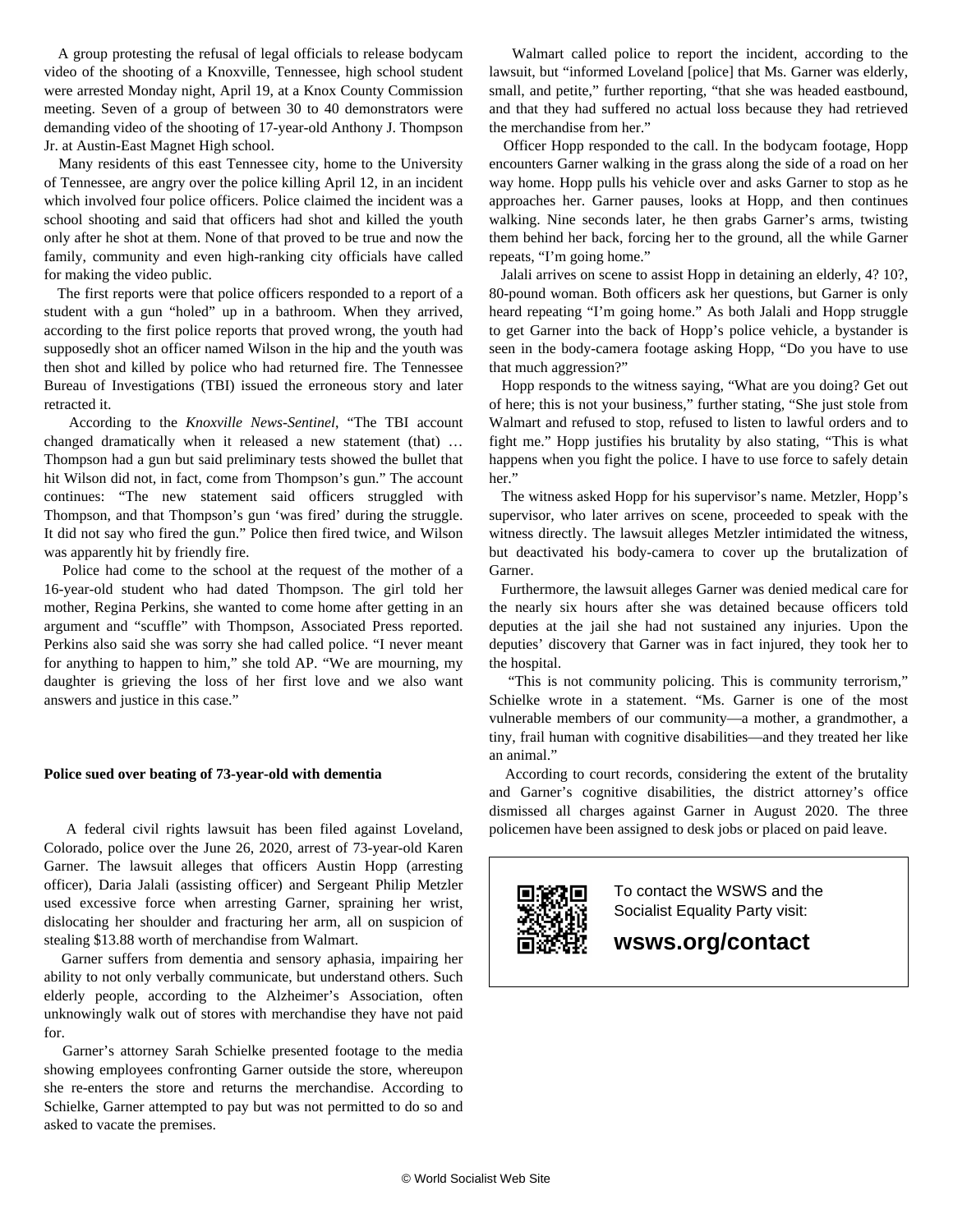A group protesting the refusal of legal officials to release bodycam video of the shooting of a Knoxville, Tennessee, high school student were arrested Monday night, April 19, at a Knox County Commission meeting. Seven of a group of between 30 to 40 demonstrators were demanding video of the shooting of 17-year-old Anthony J. Thompson Jr. at Austin-East Magnet High school.

Many residents of this east Tennessee city, home to the University of Tennessee, are angry over the police killing April 12, in an incident which involved four police officers. Police claimed the incident was a school shooting and said that officers had shot and killed the youth only after he shot at them. None of that proved to be true and now the family, community and even high-ranking city officials have called for making the video public.

The first reports were that police officers responded to a report of a student with a gun "holed" up in a bathroom. When they arrived, according to the first police reports that proved wrong, the youth had supposedly shot an officer named Wilson in the hip and the youth was then shot and killed by police who had returned fire. The Tennessee Bureau of Investigations (TBI) issued the erroneous story and later retracted it.

According to the *Knoxville News-Sentinel*, "The TBI account changed dramatically when it released a new statement (that) … Thompson had a gun but said preliminary tests showed the bullet that hit Wilson did not, in fact, come from Thompson's gun." The account continues: "The new statement said officers struggled with Thompson, and that Thompson's gun 'was fired' during the struggle. It did not say who fired the gun." Police then fired twice, and Wilson was apparently hit by friendly fire.

Police had come to the school at the request of the mother of a 16-year-old student who had dated Thompson. The girl told her mother, Regina Perkins, she wanted to come home after getting in an argument and "scuffle" with Thompson, Associated Press reported. Perkins also said she was sorry she had called police. "I never meant for anything to happen to him," she told AP. "We are mourning, my daughter is grieving the loss of her first love and we also want answers and justice in this case."

**Police sued over beating of 73-year-old with dementia**

A federal civil rights lawsuit has been filed against Loveland, Colorado, police over the June 26, 2020, arrest of 73-year-old Karen Garner. The lawsuit alleges that officers Austin Hopp (arresting officer), Daria Jalali (assisting officer) and Sergeant Philip Metzler used excessive force when arresting Garner, spraining her wrist, dislocating her shoulder and fracturing her arm, all on suspicion of stealing $13.88 worth of merchandise from Walmart.

Garner suffers from dementia and sensory aphasia, impairing her ability to not only verbally communicate, but understand others. Such elderly people, according to the Alzheimer's Association, often unknowingly walk out of stores with merchandise they have not paid for.

Garner's attorney Sarah Schielke presented footage to the media showing employees confronting Garner outside the store, whereupon she re-enters the store and returns the merchandise. According to Schielke, Garner attempted to pay but was not permitted to do so and asked to vacate the premises.

Walmart called police to report the incident, according to the lawsuit, but "informed Loveland [police] that Ms. Garner was elderly, small, and petite," further reporting, "that she was headed eastbound, and that they had suffered no actual loss because they had retrieved the merchandise from her."

Officer Hopp responded to the call. In the bodycam footage, Hopp encounters Garner walking in the grass along the side of a road on her way home. Hopp pulls his vehicle over and asks Garner to stop as he approaches her. Garner pauses, looks at Hopp, and then continues walking. Nine seconds later, he then grabs Garner's arms, twisting them behind her back, forcing her to the ground, all the while Garner repeats, "I'm going home."

Jalali arrives on scene to assist Hopp in detaining an elderly, 4? 10?, 80-pound woman. Both officers ask her questions, but Garner is only heard repeating "I'm going home." As both Jalali and Hopp struggle to get Garner into the back of Hopp's police vehicle, a bystander is seen in the body-camera footage asking Hopp, "Do you have to use that much aggression?"

Hopp responds to the witness saying, "What are you doing? Get out of here; this is not your business," further stating, "She just stole from Walmart and refused to stop, refused to listen to lawful orders and to fight me." Hopp justifies his brutality by also stating, "This is what happens when you fight the police. I have to use force to safely detain her."

The witness asked Hopp for his supervisor's name. Metzler, Hopp's supervisor, who later arrives on scene, proceeded to speak with the witness directly. The lawsuit alleges Metzler intimidated the witness, but deactivated his body-camera to cover up the brutalization of Garner.

Furthermore, the lawsuit alleges Garner was denied medical care for the nearly six hours after she was detained because officers told deputies at the jail she had not sustained any injuries. Upon the deputies' discovery that Garner was in fact injured, they took her to the hospital.

"This is not community policing. This is community terrorism," Schielke wrote in a statement. "Ms. Garner is one of the most vulnerable members of our community—a mother, a grandmother, a tiny, frail human with cognitive disabilities—and they treated her like an animal."

According to court records, considering the extent of the brutality and Garner's cognitive disabilities, the district attorney's office dismissed all charges against Garner in August 2020. The three policemen have been assigned to desk jobs or placed on paid leave.

To contact the WSWS and the Socialist Equality Party visit:

**wsws.org/contact**